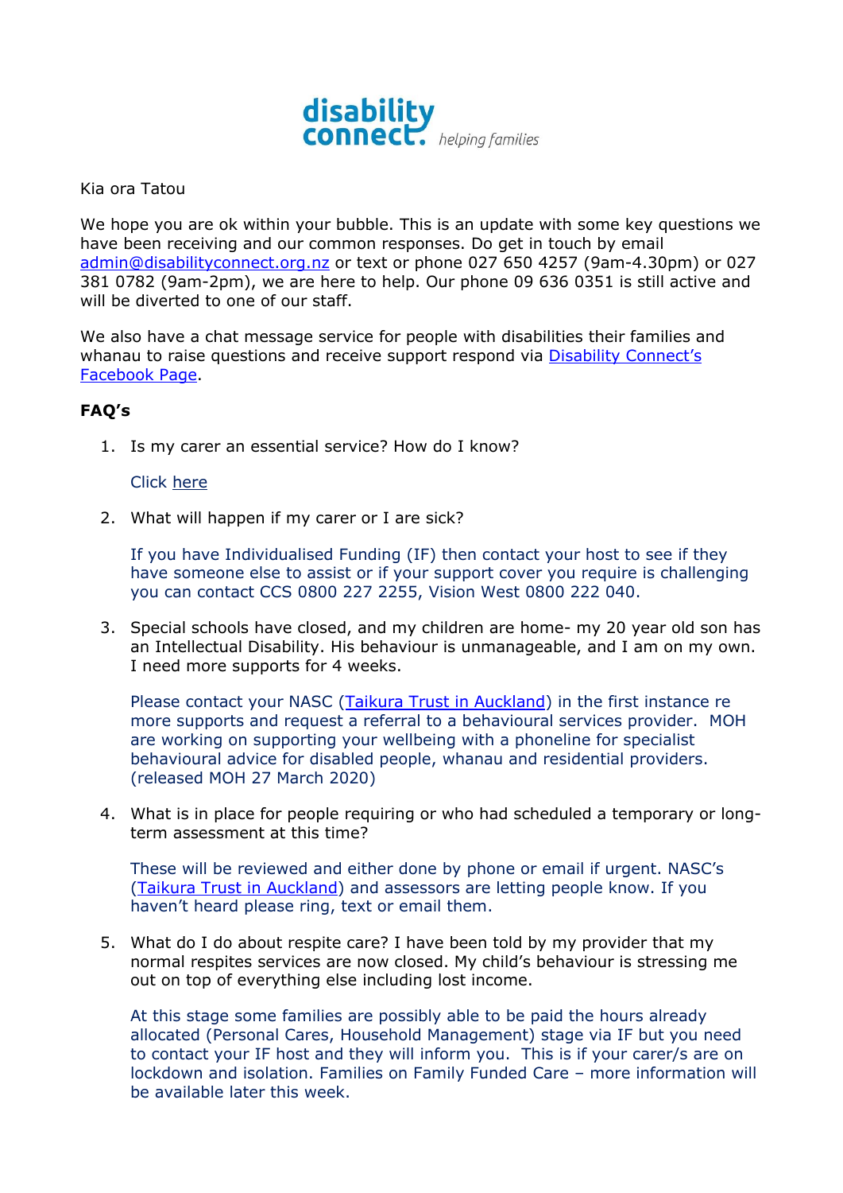Kia ora Tatou

We hope you are ok within your bubble. This is an update with some key questions we have been receiving and our common responses. Do get in touch by email admin@disabilityconnect.org.nz or text or phone 027 650 4257 (9am-4.30pm) or 027 381 0782 (9am-2pm), we are here to help. Our phone 09 636 0351 is still active and will be diverted to one of our staff.

We also have a chat message service for people with disabilities their families and whanau to raise questions and receive support respond via Disability Connect's Facebook Page.

**FAQ's**

1. Is my carer an essential service? How do I know?

   Click here

2. What will happen if my carer or I are sick?

   If you have Individualised Funding (IF) then contact your host to see if they have someone else to assist or if your support cover you require is challenging you can contact CCS 0800 227 2255, Vision West 0800 222 040.

3. Special schools have closed, and my children are home- my 20 year old son has an Intellectual Disability. His behaviour is unmanageable, and I am on my own. I need more supports for 4 weeks.

   Please contact your NASC (Taikura Trust in Auckland) in the first instance re more supports and request a referral to a behavioural services provider. MOH are working on supporting your wellbeing with a phoneline for specialist behavioural advice for disabled people, whanau and residential providers. (released MOH 27 March 2020)

4. What is in place for people requiring or who had scheduled a temporary or long-term assessment at this time?

   These will be reviewed and either done by phone or email if urgent. NASC's (Taikura Trust in Auckland) and assessors are letting people know. If you haven't heard please ring, text or email them.

5. What do I do about respite care? I have been told by my provider that my normal respites services are now closed. My child's behaviour is stressing me out on top of everything else including lost income.

   At this stage some families are possibly able to be paid the hours already allocated (Personal Cares, Household Management) stage via IF but you need to contact your IF host and they will inform you. This is if your carer/s are on lockdown and isolation. Families on Family Funded Care – more information will be available later this week.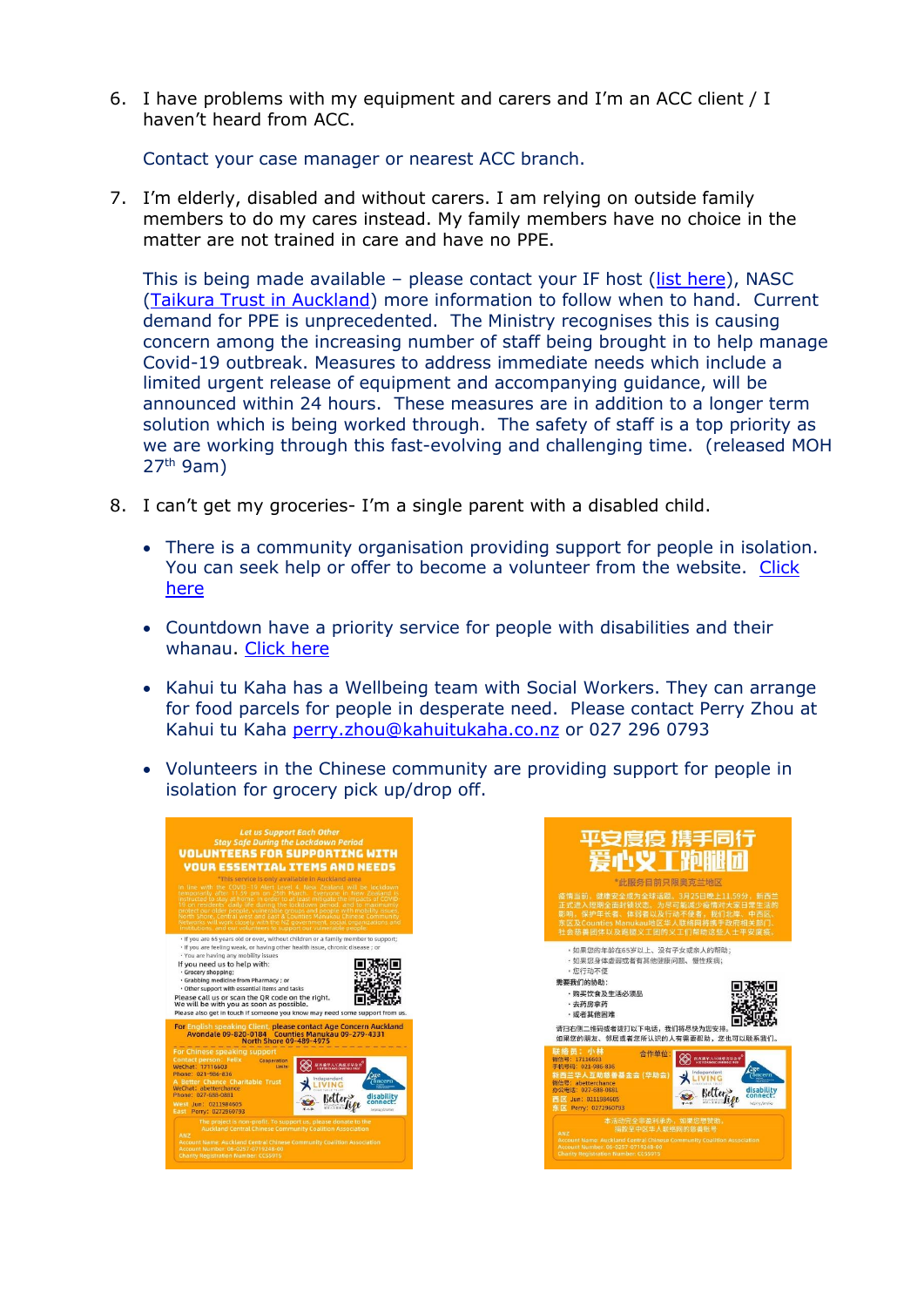6. I have problems with my equipment and carers and I'm an ACC client / I haven't heard from ACC.

   Contact your case manager or nearest ACC branch.

7. I'm elderly, disabled and without carers. I am relying on outside family members to do my cares instead. My family members have no choice in the matter are not trained in care and have no PPE.

   This is being made available – please contact your IF host (list here), NASC (Taikura Trust in Auckland) more information to follow when to hand. Current demand for PPE is unprecedented. The Ministry recognises this is causing concern among the increasing number of staff being brought in to help manage Covid-19 outbreak. Measures to address immediate needs which include a limited urgent release of equipment and accompanying guidance, will be announced within 24 hours. These measures are in addition to a longer term solution which is being worked through. The safety of staff is a top priority as we are working through this fast-evolving and challenging time. (released MOH 27th 9am)

8. I can't get my groceries- I'm a single parent with a disabled child.

   - There is a community organisation providing support for people in isolation. You can seek help or offer to become a volunteer from the website. Click here

   - Countdown have a priority service for people with disabilities and their whanau. Click here

   - Kahui tu Kaha has a Wellbeing team with Social Workers. They can arrange for food parcels for people in desperate need. Please contact Perry Zhou at Kahui tu Kaha perry.zhou@kahuitukaha.co.nz or 027 296 0793

   - Volunteers in the Chinese community are providing support for people in isolation for grocery pick up/drop off.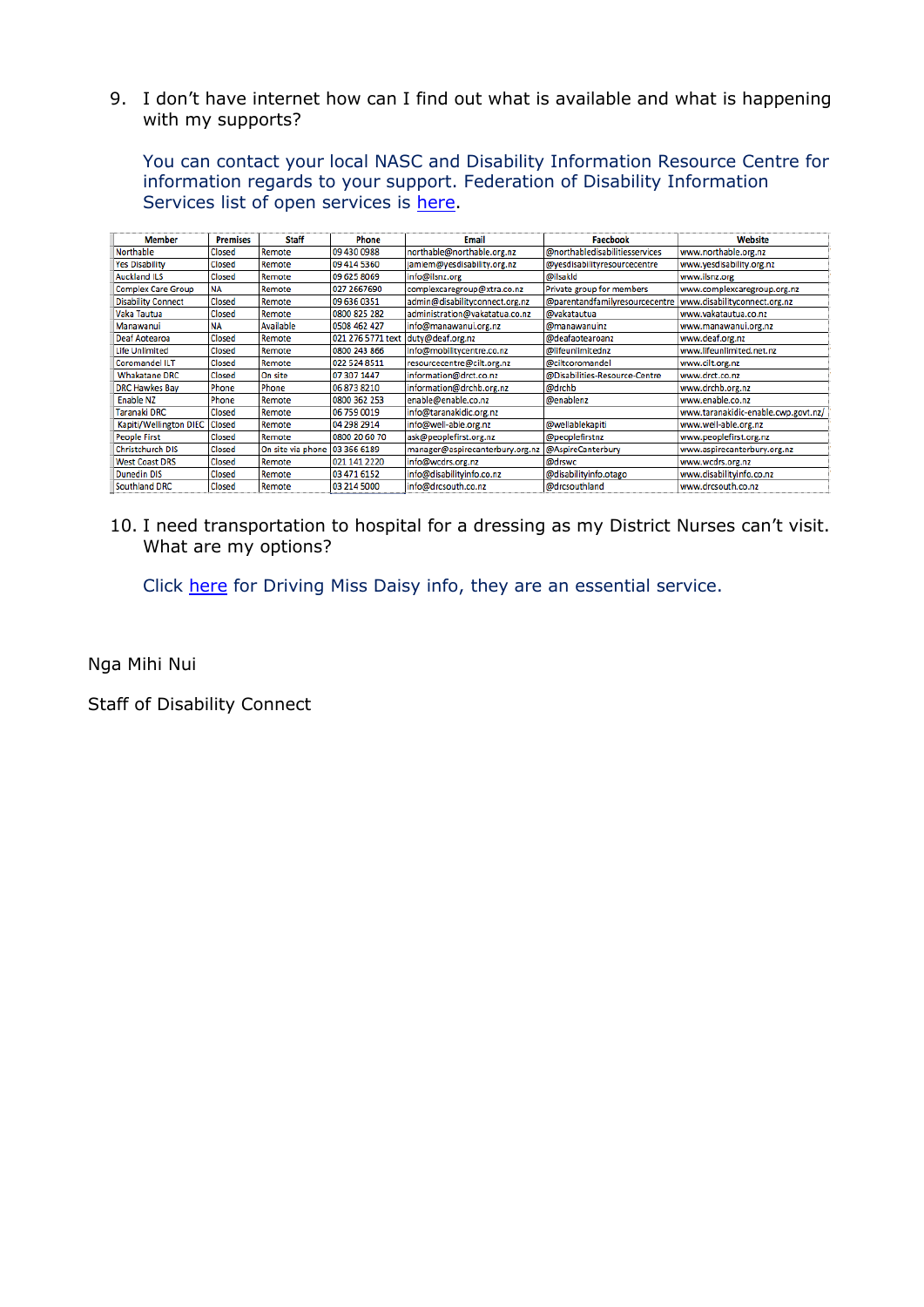9. I don't have internet how can I find out what is available and what is happening with my supports?

   You can contact your local NASC and Disability Information Resource Centre for information regards to your support. Federation of Disability Information Services list of open services is [here](#).

| Member | Premises | Staff | Phone | Email | Facebook | Website |
|---|---|---|---|---|---|---|
| Northable | Closed | Remote | 09 430 0988 | northable@northable.org.nz | @northabledisabilitiesservices | www.northable.org.nz |
| Yes Disability | Closed | Remote | 09 414 5360 | jamiem@yesdisability.org.nz | @yesdisabilityresourcecentre | www.yesdisability.org.nz |
| Auckland ILS | Closed | Remote | 09 625 8069 | info@ilsnz.org | @ilsakld | www.ilsnz.org |
| Complex Care Group | NA | Remote | 027 2667690 | complexcaregroup@xtra.co.nz | Private group for members | www.complexcaregroup.org.nz |
| Disability Connect | Closed | Remote | 09 636 0351 | admin@disabilityconnect.org.nz | @parentandfamilyresourcecentre | www.disabilityconnect.org.nz |
| Vaka Tautua | Closed | Remote | 0800 825 282 | administration@vakatautua.co.nz | @vakatautua | www.vakatautua.co.nz |
| Manawanui | NA | Available | 0508 462 427 | info@manawanui.org.nz | @manawanuinz | www.manawanui.org.nz |
| Deaf Aotearoa | Closed | Remote | 021 276 5771 text | duty@deaf.org.nz | @deafaotearoanz | www.deaf.org.nz |
| Life Unlimited | Closed | Remote | 0800 243 866 | info@mobilitycentre.co.nz | @lifeunlimitednz | www.lifeunlimited.net.nz |
| Coromandel ILT | Closed | Remote | 022 524 8511 | resourcecentre@cilt.org.nz | @ciltcoromandel | www.cilt.org.nz |
| Whakatane DRC | Closed | On site | 07 307 1447 | information@drct.co.nz | @Disabilities-Resource-Centre | www.drct.co.nz |
| DRC Hawkes Bay | Phone | Phone | 06 873 8210 | information@drchb.org.nz | @drchb | www.drchb.org.nz |
| Enable NZ | Phone | Remote | 0800 362 253 | enable@enable.co.nz | @enablenz | www.enable.co.nz |
| Taranaki DRC | Closed | Remote | 06 759 0019 | info@taranakidic.org.nz | | www.taranakidic-enable.cwp.govt.nz/ |
| Kapiti/Wellington DIEC | Closed | Remote | 04 298 2914 | info@well-able.org.nz | @wellablekapiti | www.well-able.org.nz |
| People First | Closed | Remote | 0800 20 60 70 | ask@peoplefirst.org.nz | @peoplefirstnz | www.peoplefirst.org.nz |
| Christchurch DIS | Closed | On site via phone | 03 366 6189 | manager@aspirecanterbury.org.nz | @AspireCanterbury | www.aspirecanterbury.org.nz |
| West Coast DRS | Closed | Remote | 021 141 2220 | info@wcdrs.org.nz | @drswc | www.wcdrs.org.nz |
| Dunedin DIS | Closed | Remote | 03 471 6152 | info@disabilityinfo.co.nz | @disabilityinfo.otago | www.disabilityinfo.co.nz |
| Southland DRC | Closed | Remote | 03 214 5000 | info@drcsouth.co.nz | @drcsouthland | www.drcsouth.co.nz |

10. I need transportation to hospital for a dressing as my District Nurses can't visit. What are my options?

    Click [here](#) for Driving Miss Daisy info, they are an essential service.

Nga Mihi Nui

Staff of Disability Connect